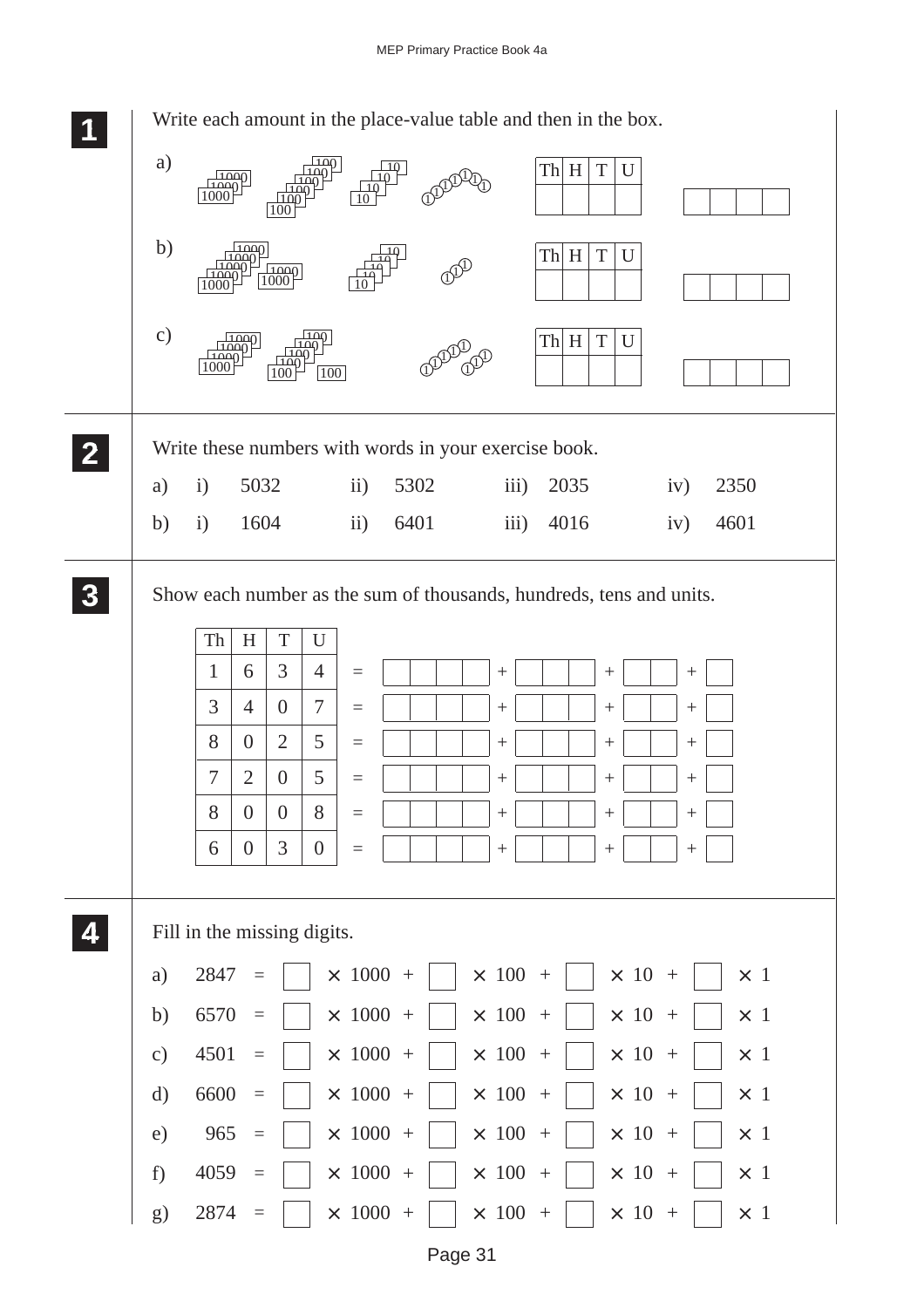**1** Write each amount in the place-value table and then in the box.

a) 1000 1000 1000 &nbsp; 100 100 100 100 100 100 &nbsp; 10 10 10 10 &nbsp; 1 1 1 1 1 1 1

| Th | H | T | U |
|---|---|---|---|
| | | | |

| | | | |
|---|---|---|---|
| | | | |

b) 1000 1000 1000 1000 1000 1000 &nbsp; 10 10 10 10 &nbsp; 1 1 1

| Th | H | T | U |
|---|---|---|---|
| | | | |

| | | | |
|---|---|---|---|
| | | | |

c) 1000 1000 1000 1000 &nbsp; 100 100 100 100 100 100 &nbsp; 1 1 1 1 1 1 1

| Th | H | T | U |
|---|---|---|---|
| | | | |

| | | | |
|---|---|---|---|
| | | | |

---

**2** Write these numbers with words in your exercise book.

a) i) 5032 &nbsp;&nbsp; ii) 5302 &nbsp;&nbsp; iii) 2035 &nbsp;&nbsp; iv) 2350

b) i) 1604 &nbsp;&nbsp; ii) 6401 &nbsp;&nbsp; iii) 4016 &nbsp;&nbsp; iv) 4601

---

**3** Show each number as the sum of thousands, hundreds, tens and units.

| Th | H | T | U | |
|---|---|---|---|---|
| 1 | 6 | 3 | 4 | = ☐☐☐☐ + ☐☐☐ + ☐☐ + ☐ |
| 3 | 4 | 0 | 7 | = ☐☐☐☐ + ☐☐☐ + ☐☐ + ☐ |
| 8 | 0 | 2 | 5 | = ☐☐☐☐ + ☐☐☐ + ☐☐ + ☐ |
| 7 | 2 | 0 | 5 | = ☐☐☐☐ + ☐☐☐ + ☐☐ + ☐ |
| 8 | 0 | 0 | 8 | = ☐☐☐☐ + ☐☐☐ + ☐☐ + ☐ |
| 6 | 0 | 3 | 0 | = ☐☐☐☐ + ☐☐☐ + ☐☐ + ☐ |

---

**4** Fill in the missing digits.

a) 2847 = ☐ × 1000 + ☐ × 100 + ☐ × 10 + ☐ × 1

b) 6570 = ☐ × 1000 + ☐ × 100 + ☐ × 10 + ☐ × 1

c) 4501 = ☐ × 1000 + ☐ × 100 + ☐ × 10 + ☐ × 1

d) 6600 = ☐ × 1000 + ☐ × 100 + ☐ × 10 + ☐ × 1

e) 965 = ☐ × 1000 + ☐ × 100 + ☐ × 10 + ☐ × 1

f) 4059 = ☐ × 1000 + ☐ × 100 + ☐ × 10 + ☐ × 1

g) 2874 = ☐ × 1000 + ☐ × 100 + ☐ × 10 + ☐ × 1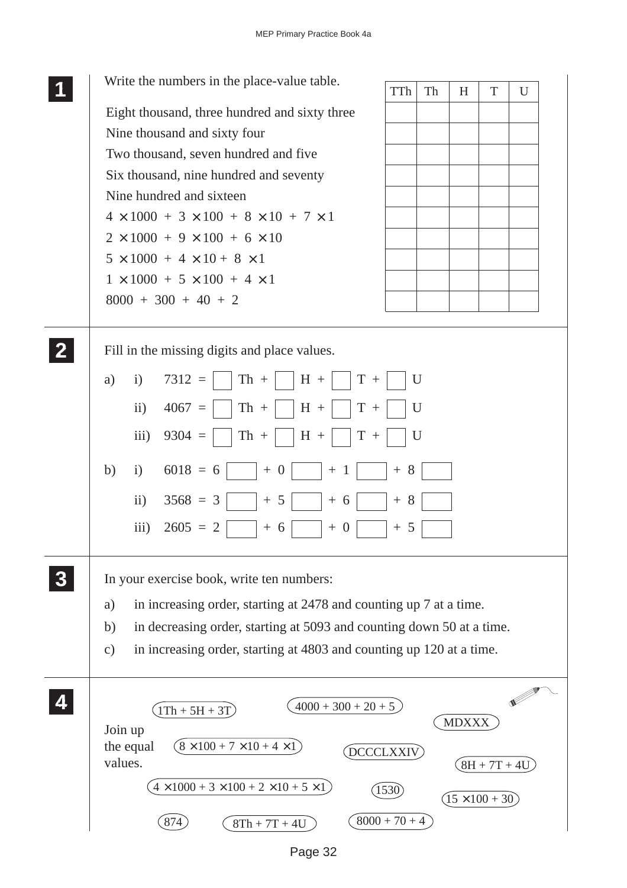## 1

Write the numbers in the place-value table.

Eight thousand, three hundred and sixty three
Nine thousand and sixty four
Two thousand, seven hundred and five
Six thousand, nine hundred and seventy
Nine hundred and sixteen
$4 \times 1000 + 3 \times 100 + 8 \times 10 + 7 \times 1$
$2 \times 1000 + 9 \times 100 + 6 \times 10$
$5 \times 1000 + 4 \times 10 + 8 \times 1$
$1 \times 1000 + 5 \times 100 + 4 \times 1$
$8000 + 300 + 40 + 2$

| TTh | Th | H | T | U |
|---|---|---|---|---|
| | | | | |
| | | | | |
| | | | | |
| | | | | |
| | | | | |
| | | | | |
| | | | | |
| | | | | |
| | | | | |
| | | | | |

## 2

Fill in the missing digits and place values.

a) i) 7312 = ☐ Th + ☐ H + ☐ T + ☐ U

ii) 4067 = ☐ Th + ☐ H + ☐ T + ☐ U

iii) 9304 = ☐ Th + ☐ H + ☐ T + ☐ U

b) i) 6018 = 6 ☐ + 0 ☐ + 1 ☐ + 8 ☐

ii) 3568 = 3 ☐ + 5 ☐ + 6 ☐ + 8 ☐

iii) 2605 = 2 ☐ + 6 ☐ + 0 ☐ + 5 ☐

## 3

In your exercise book, write ten numbers:

a) in increasing order, starting at 2478 and counting up 7 at a time.

b) in decreasing order, starting at 5093 and counting down 50 at a time.

c) in increasing order, starting at 4803 and counting up 120 at a time.

## 4

Join up the equal values.

- 1Th + 5H + 3T
- 4000 + 300 + 20 + 5
- MDXXX
- $8 \times 100 + 7 \times 10 + 4 \times 1$
- DCCCLXXIV
- 8H + 7T + 4U
- $4 \times 1000 + 3 \times 100 + 2 \times 10 + 5 \times 1$
- 1530
- $15 \times 100 + 30$
- 874
- 8Th + 7T + 4U
- 8000 + 70 + 4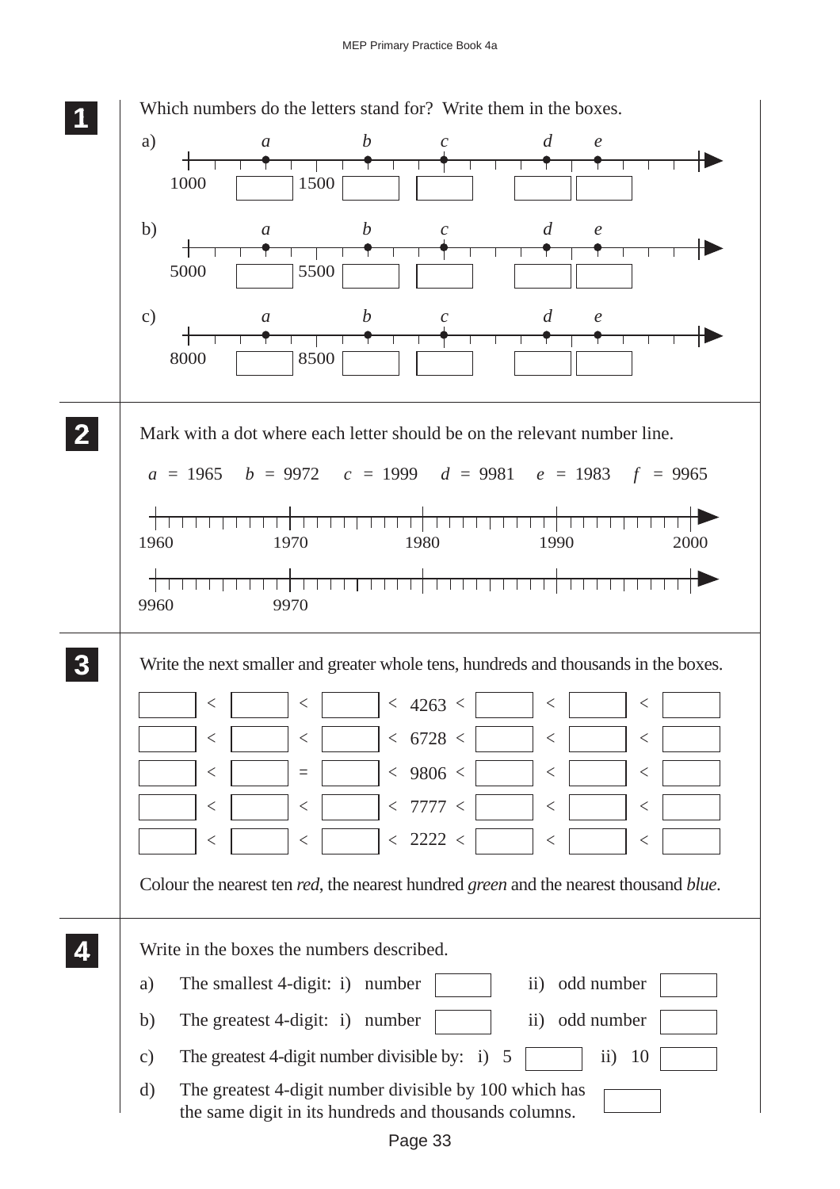**1** Which numbers do the letters stand for? Write them in the boxes.

a) Number line from 1000 with points *a*, *b*, *c*, *d*, *e*; labels: 1000, 1500

*a* = ☐ *b* = ☐ *c* = ☐ *d* = ☐ *e* = ☐

b) Number line from 5000 with points *a*, *b*, *c*, *d*, *e*; labels: 5000, 5500

*a* = ☐ *b* = ☐ *c* = ☐ *d* = ☐ *e* = ☐

c) Number line from 8000 with points *a*, *b*, *c*, *d*, *e*; labels: 8000, 8500

*a* = ☐ *b* = ☐ *c* = ☐ *d* = ☐ *e* = ☐

---

**2** Mark with a dot where each letter should be on the relevant number line.

$a = 1965$ $b = 9972$ $c = 1999$ $d = 9981$ $e = 1983$ $f = 9965$

Number line: 1960, 1970, 1980, 1990, 2000

Number line: 9960, 9970

---

**3** Write the next smaller and greater whole tens, hundreds and thousands in the boxes.

| | | | | | | | | | | | | |
|---|---|---|---|---|---|---|---|---|---|---|---|---|
| ☐ | < | ☐ | < | ☐ | < | 4263 | < | ☐ | < | ☐ | < | ☐ |
| ☐ | < | ☐ | < | ☐ | < | 6728 | < | ☐ | < | ☐ | < | ☐ |
| ☐ | < | ☐ | = | ☐ | < | 9806 | < | ☐ | < | ☐ | < | ☐ |
| ☐ | < | ☐ | < | ☐ | < | 7777 | < | ☐ | < | ☐ | < | ☐ |
| ☐ | < | ☐ | < | ☐ | < | 2222 | < | ☐ | < | ☐ | < | ☐ |

Colour the nearest ten *red*, the nearest hundred *green* and the nearest thousand *blue*.

---

**4** Write in the boxes the numbers described.

a) The smallest 4-digit: i) number ☐ ii) odd number ☐

b) The greatest 4-digit: i) number ☐ ii) odd number ☐

c) The greatest 4-digit number divisible by: i) 5 ☐ ii) 10 ☐

d) The greatest 4-digit number divisible by 100 which has the same digit in its hundreds and thousands columns. ☐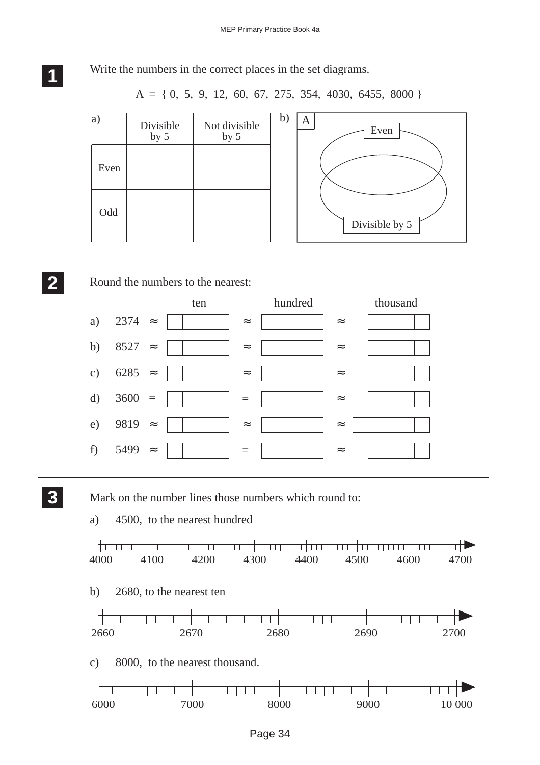**1** Write the numbers in the correct places in the set diagrams.

A = { 0, 5, 9, 12, 60, 67, 275, 354, 4030, 6455, 8000 }

a)

| | Divisible by 5 | Not divisible by 5 |
|---|---|---|
| Even | | |
| Odd | | |

b) A — Even; Divisible by 5

**2** Round the numbers to the nearest:

| | | | ten | | hundred | | thousand |
|---|---|---|---|---|---|---|---|
| a) | 2374 | ≈ | | ≈ | | ≈ | |
| b) | 8527 | ≈ | | ≈ | | ≈ | |
| c) | 6285 | ≈ | | ≈ | | ≈ | |
| d) | 3600 | = | | = | | ≈ | |
| e) | 9819 | ≈ | | ≈ | | ≈ | |
| f) | 5499 | ≈ | | = | | ≈ | |

**3** Mark on the number lines those numbers which round to:

a) 4500, to the nearest hundred

4000 4100 4200 4300 4400 4500 4600 4700

b) 2680, to the nearest ten

2660 2670 2680 2690 2700

c) 8000, to the nearest thousand.

6000 7000 8000 9000 10 000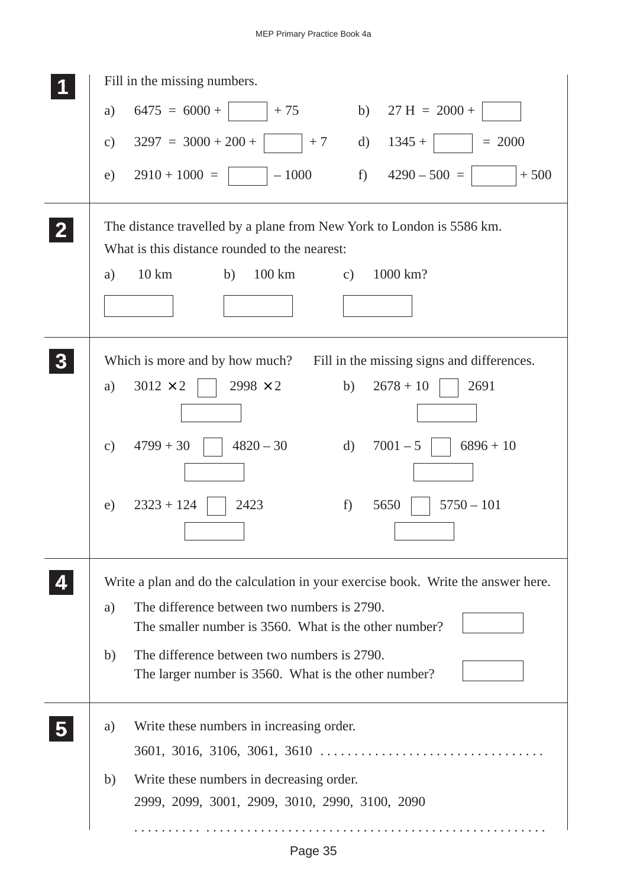**1** Fill in the missing numbers.

a) $6475 = 6000 + \square + 75$

b) $27\text{ H} = 2000 + \square$

c) $3297 = 3000 + 200 + \square + 7$

d) $1345 + \square = 2000$

e) $2910 + 1000 = \square - 1000$

f) $4290 - 500 = \square + 500$

---

**2** The distance travelled by a plane from New York to London is 5586 km.
What is this distance rounded to the nearest:

a) 10 km  b) 100 km  c) 1000 km?

---

**3** Which is more and by how much? Fill in the missing signs and differences.

a) $3012 \times 2 \;\square\; 2998 \times 2$

b) $2678 + 10 \;\square\; 2691$

c) $4799 + 30 \;\square\; 4820 - 30$

d) $7001 - 5 \;\square\; 6896 + 10$

e) $2323 + 124 \;\square\; 2423$

f) $5650 \;\square\; 5750 - 101$

---

**4** Write a plan and do the calculation in your exercise book. Write the answer here.

a) The difference between two numbers is 2790.
The smaller number is 3560. What is the other number?

b) The difference between two numbers is 2790.
The larger number is 3560. What is the other number?

---

**5**

a) Write these numbers in increasing order.

3601, 3016, 3106, 3061, 3610 ...............................

b) Write these numbers in decreasing order.

2999, 2099, 3001, 2909, 3010, 2990, 3100, 2090

...............................................................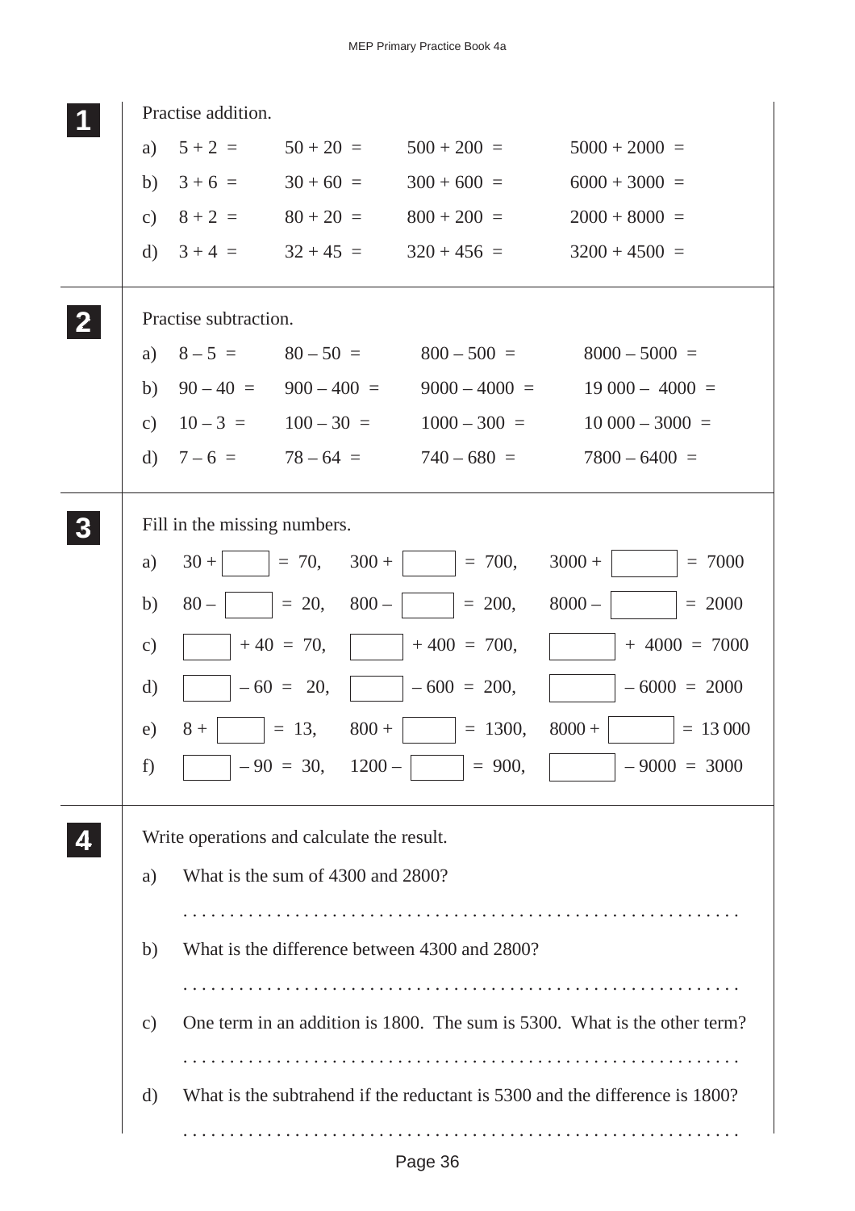**1** Practise addition.

a) $5 + 2 =$ $50 + 20 =$ $500 + 200 =$ $5000 + 2000 =$

b) $3 + 6 =$ $30 + 60 =$ $300 + 600 =$ $6000 + 3000 =$

c) $8 + 2 =$ $80 + 20 =$ $800 + 200 =$ $2000 + 8000 =$

d) $3 + 4 =$ $32 + 45 =$ $320 + 456 =$ $3200 + 4500 =$

**2** Practise subtraction.

a) $8 - 5 =$ $80 - 50 =$ $800 - 500 =$ $8000 - 5000 =$

b) $90 - 40 =$ $900 - 400 =$ $9000 - 4000 =$ $19\,000 - 4000 =$

c) $10 - 3 =$ $100 - 30 =$ $1000 - 300 =$ $10\,000 - 3000 =$

d) $7 - 6 =$ $78 - 64 =$ $740 - 680 =$ $7800 - 6400 =$

**3** Fill in the missing numbers.

a) $30 + \square = 70$, $300 + \square = 700$, $3000 + \square = 7000$

b) $80 - \square = 20$, $800 - \square = 200$, $8000 - \square = 2000$

c) $\square + 40 = 70$, $\square + 400 = 700$, $\square + 4000 = 7000$

d) $\square - 60 = 20$, $\square - 600 = 200$, $\square - 6000 = 2000$

e) $8 + \square = 13$, $800 + \square = 1300$, $8000 + \square = 13\,000$

f) $\square - 90 = 30$, $1200 - \square = 900$, $\square - 9000 = 3000$

**4** Write operations and calculate the result.

a) What is the sum of 4300 and 2800?

. . . . . . . . . . . . . . . . . . . . . . . . . . . . . . . . . . . . . . . . . . . . . . . . . . . . . . . . . .

b) What is the difference between 4300 and 2800?

. . . . . . . . . . . . . . . . . . . . . . . . . . . . . . . . . . . . . . . . . . . . . . . . . . . . . . . . . .

c) One term in an addition is 1800. The sum is 5300. What is the other term?

. . . . . . . . . . . . . . . . . . . . . . . . . . . . . . . . . . . . . . . . . . . . . . . . . . . . . . . . . .

d) What is the subtrahend if the reductant is 5300 and the difference is 1800?

. . . . . . . . . . . . . . . . . . . . . . . . . . . . . . . . . . . . . . . . . . . . . . . . . . . . . . . . . .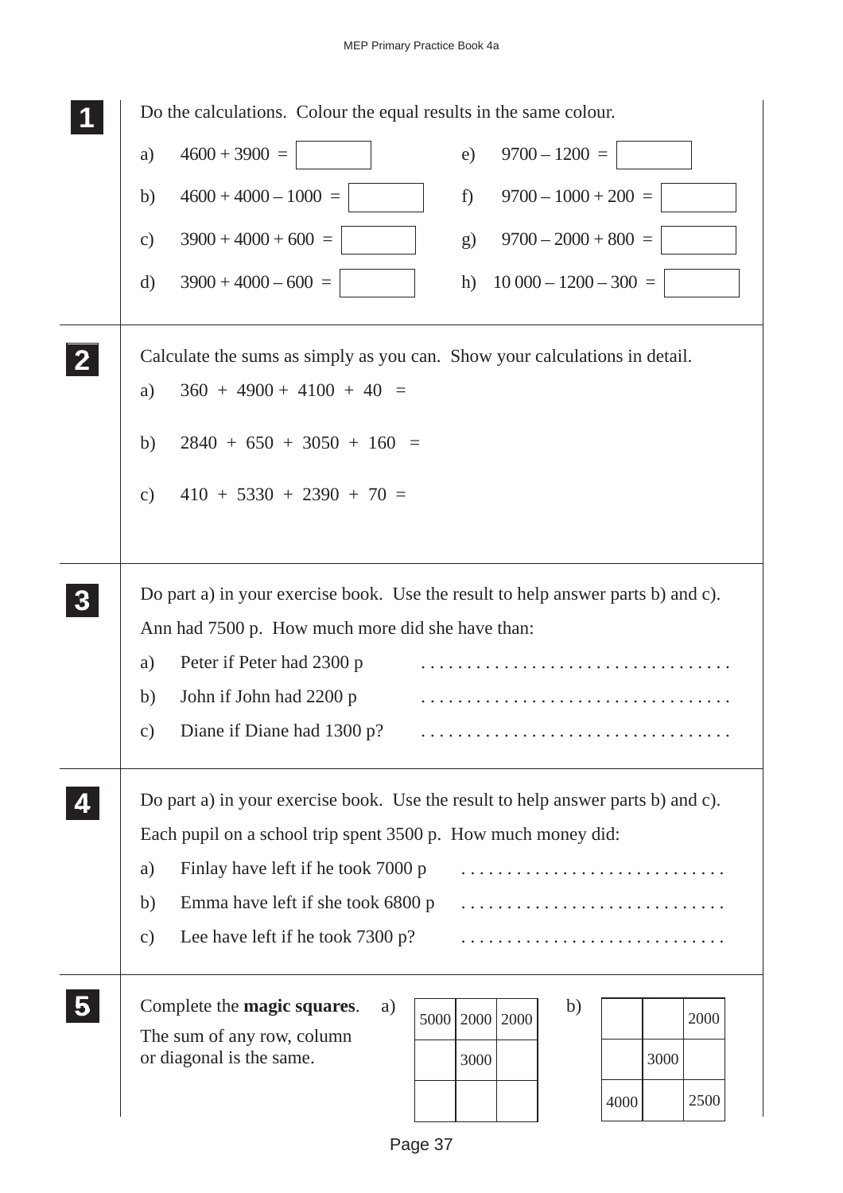**1** Do the calculations. Colour the equal results in the same colour.

a) 4600 + 3900 = ☐

b) 4600 + 4000 – 1000 = ☐

c) 3900 + 4000 + 600 = ☐

d) 3900 + 4000 – 600 = ☐

e) 9700 – 1200 = ☐

f) 9700 – 1000 + 200 = ☐

g) 9700 – 2000 + 800 = ☐

h) 10 000 – 1200 – 300 = ☐

---

**2** Calculate the sums as simply as you can. Show your calculations in detail.

a) 360 + 4900 + 4100 + 40 =

b) 2840 + 650 + 3050 + 160 =

c) 410 + 5330 + 2390 + 70 =

---

**3** Do part a) in your exercise book. Use the result to help answer parts b) and c).

Ann had 7500 p. How much more did she have than:

a) Peter if Peter had 2300 p . . . . . . . . . . . . . . . . . . . . . . . . . . . . . . . . .

b) John if John had 2200 p . . . . . . . . . . . . . . . . . . . . . . . . . . . . . . . . .

c) Diane if Diane had 1300 p? . . . . . . . . . . . . . . . . . . . . . . . . . . . . . . . . .

---

**4** Do part a) in your exercise book. Use the result to help answer parts b) and c).

Each pupil on a school trip spent 3500 p. How much money did:

a) Finlay have left if he took 7000 p . . . . . . . . . . . . . . . . . . . . . . . . . . . . .

b) Emma have left if she took 6800 p . . . . . . . . . . . . . . . . . . . . . . . . . . . . .

c) Lee have left if he took 7300 p? . . . . . . . . . . . . . . . . . . . . . . . . . . . . .

---

**5** Complete the **magic squares**.
The sum of any row, column or diagonal is the same.

a)

| | | |
|---|---|---|
| 5000 | 2000 | 2000 |
| | 3000 | |
| | | |

b)

| | | |
|---|---|---|
| | | 2000 |
| | 3000 | |
| 4000 | | 2500 |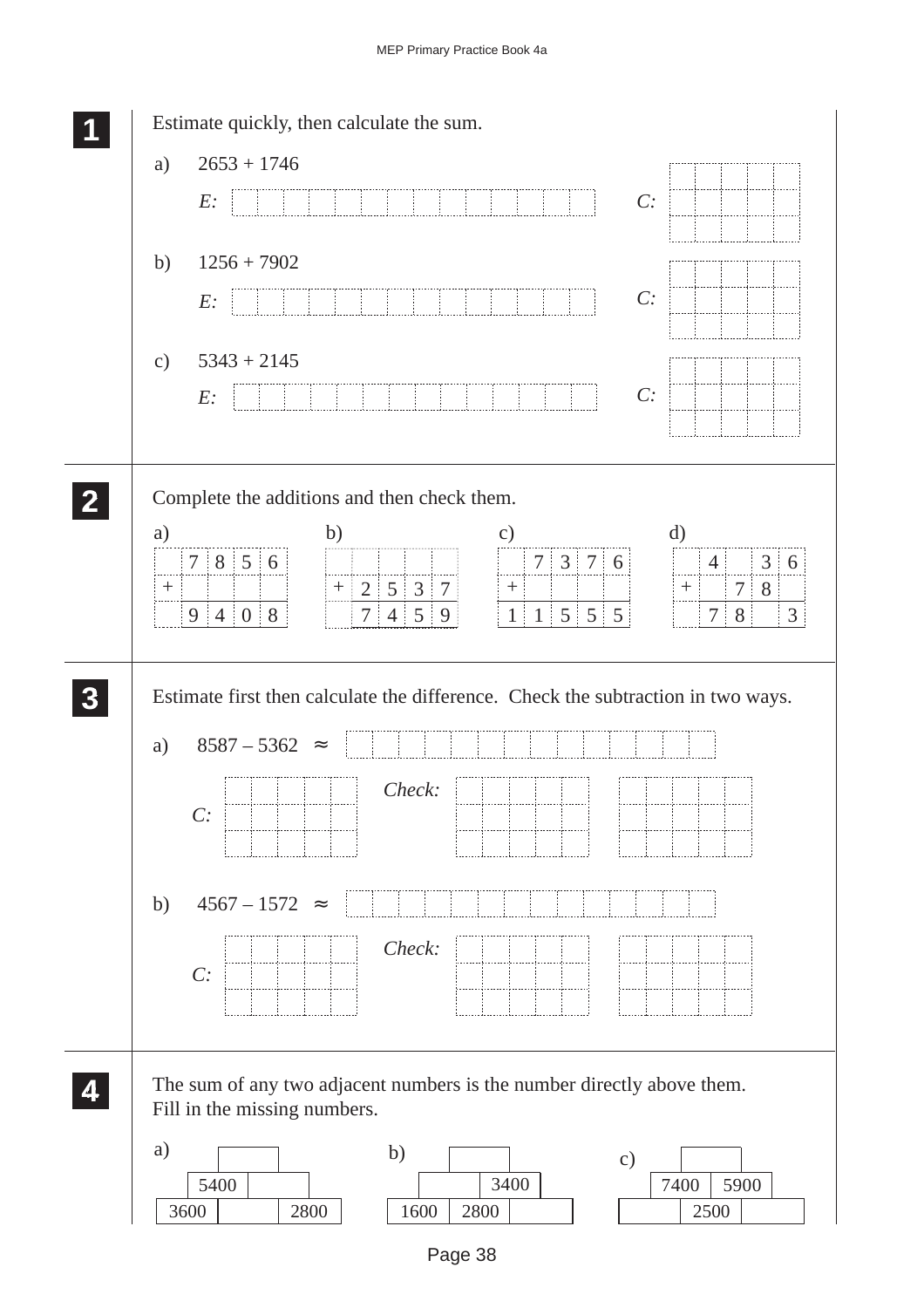**1** Estimate quickly, then calculate the sum.

a) 2653 + 1746

*E:* 

*C:*

b) 1256 + 7902

*E:* 

*C:*

c) 5343 + 2145

*E:* 

*C:*

---

**2** Complete the additions and then check them.

a)

| | 7 | 8 | 5 | 6 |
|---|---|---|---|---|
| + | | | | |
| | 9 | 4 | 0 | 8 |

b)

| | | | | |
|---|---|---|---|---|
| + | 2 | 5 | 3 | 7 |
| | 7 | 4 | 5 | 9 |

c)

| | 7 | 3 | 7 | 6 |
|---|---|---|---|---|
| + | | | | |
| 1 | 1 | 5 | 5 | 5 |

d)

| | 4 | | 3 | 6 |
|---|---|---|---|---|
| + | | 7 | 8 | |
| | 7 | 8 | | 3 |

---

**3** Estimate first then calculate the difference. Check the subtraction in two ways.

a) 8587 – 5362 $\approx$

*C:* 

*Check:*

b) 4567 – 1572 $\approx$

*C:* 

*Check:*

---

**4** The sum of any two adjacent numbers is the number directly above them.
Fill in the missing numbers.

a)

| | | |
|---|---|---|
| | | |
| 5400 | | |
| 3600 | | 2800 |

b)

| | | |
|---|---|---|
| | | |
| | 3400 | |
| 1600 | 2800 | |

c)

| | | |
|---|---|---|
| | | |
| 7400 | 5900 | |
| | 2500 | |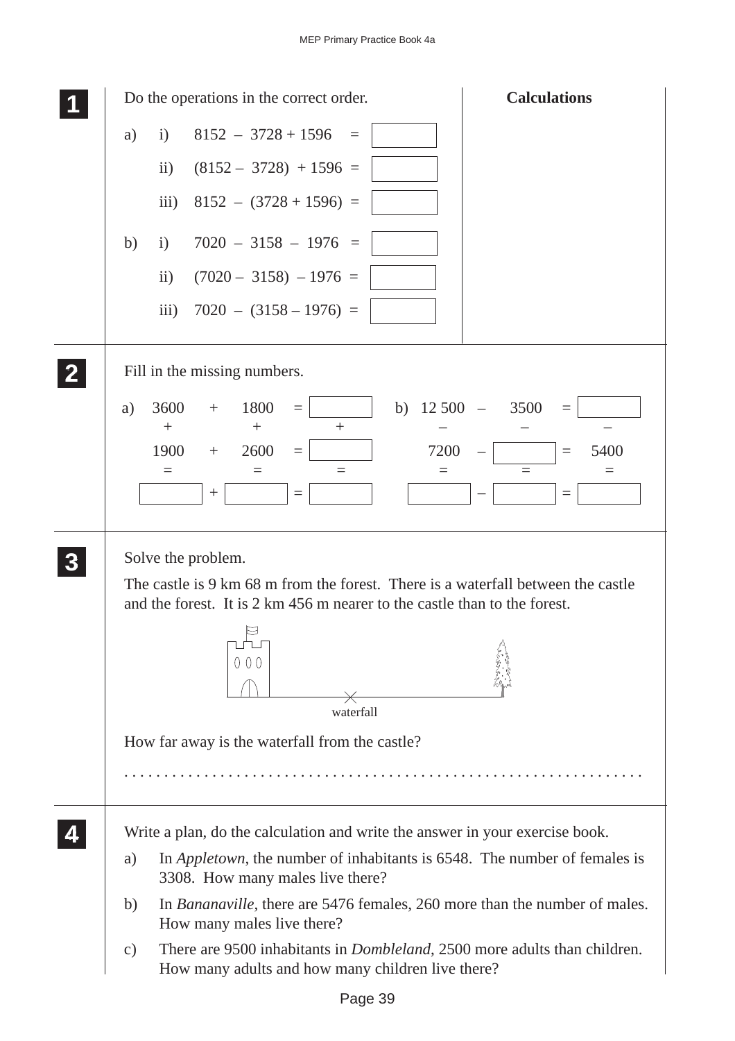**1** Do the operations in the correct order.

**Calculations**

a) i) $8152 - 3728 + 1596 =$ ☐

ii) $(8152 - 3728) + 1596 =$ ☐

iii) $8152 - (3728 + 1596) =$ ☐

b) i) $7020 - 3158 - 1976 =$ ☐

ii) $(7020 - 3158) - 1976 =$ ☐

iii) $7020 - (3158 - 1976) =$ ☐

**2** Fill in the missing numbers.

a)

| 3600 | + | 1800 | = | ☐ |
|---|---|---|---|---|
| + | | + | | + |
| 1900 | + | 2600 | = | ☐ |
| = | | = | | = |
| ☐ | + | ☐ | = | ☐ |

b)

| 12 500 | – | 3500 | = | ☐ |
|---|---|---|---|---|
| – | | – | | – |
| 7200 | – | ☐ | = | 5400 |
| = | | = | | = |
| ☐ | – | ☐ | = | ☐ |

**3** Solve the problem.

The castle is 9 km 68 m from the forest. There is a waterfall between the castle and the forest. It is 2 km 456 m nearer to the castle than to the forest.

waterfall

How far away is the waterfall from the castle?

. . . . . . . . . . . . . . . . . . . . . . . . . . . . . . . . . . . . . . . . . . . . . . . . . . . . . . . . . . . . . . .

**4** Write a plan, do the calculation and write the answer in your exercise book.

a) In *Appletown*, the number of inhabitants is 6548. The number of females is 3308. How many males live there?

b) In *Bananaville*, there are 5476 females, 260 more than the number of males. How many males live there?

c) There are 9500 inhabitants in *Dombleland*, 2500 more adults than children. How many adults and how many children live there?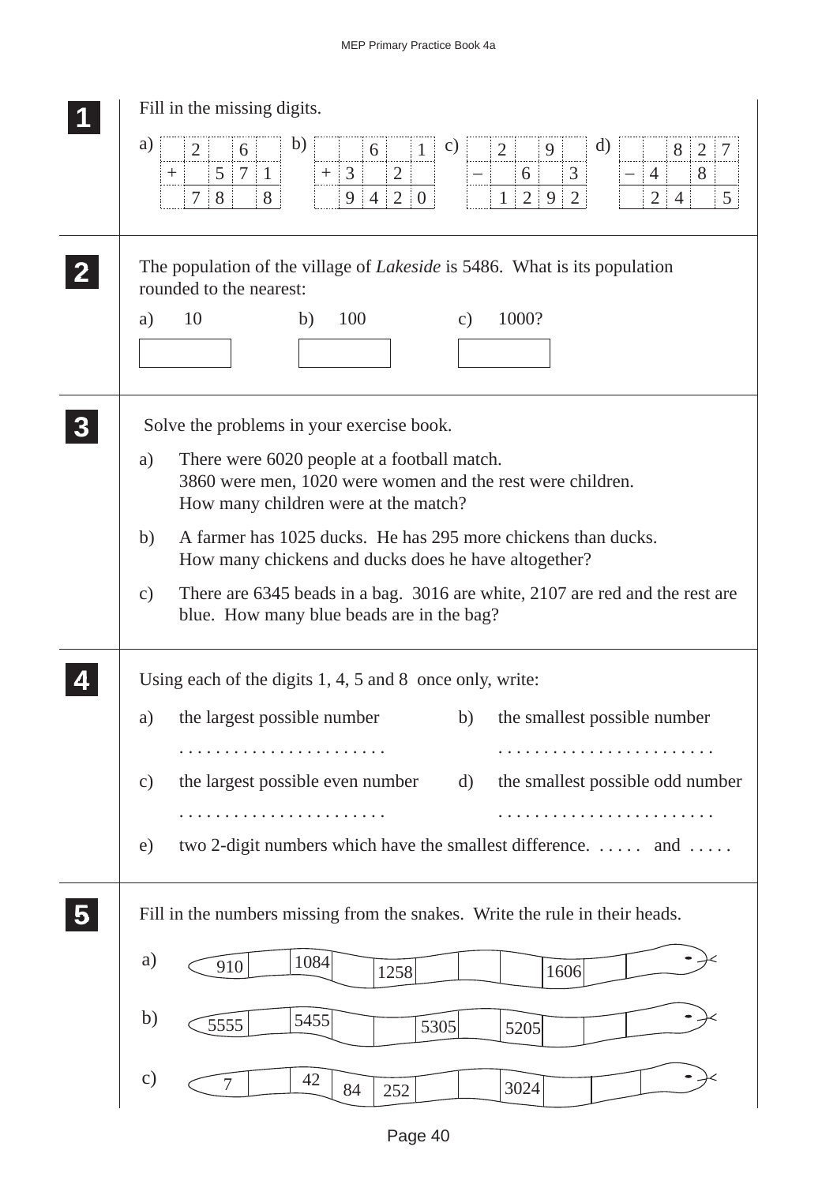**1** Fill in the missing digits.

a)

|   | 2 |   | 6 |   |
|---|---|---|---|---|
| + |   | 5 | 7 | 1 |
|   | 7 | 8 |   | 8 |

b)

|   |   | 6 |   | 1 |
|---|---|---|---|---|
| + | 3 |   | 2 |   |
|   | 9 | 4 | 2 | 0 |

c)

|   | 2 |   | 9 |   |
|---|---|---|---|---|
| – |   | 6 |   | 3 |
|   | 1 | 2 | 9 | 2 |

d)

|   |   | 8 | 2 | 7 |
|---|---|---|---|---|
| – | 4 |   | 8 |   |
|   | 2 | 4 |   | 5 |

**2** The population of the village of *Lakeside* is 5486. What is its population rounded to the nearest:

a) 10 ☐ b) 100 ☐ c) 1000? ☐

**3** Solve the problems in your exercise book.

a) There were 6020 people at a football match.
3860 were men, 1020 were women and the rest were children.
How many children were at the match?

b) A farmer has 1025 ducks. He has 295 more chickens than ducks.
How many chickens and ducks does he have altogether?

c) There are 6345 beads in a bag. 3016 are white, 2107 are red and the rest are blue. How many blue beads are in the bag?

**4** Using each of the digits 1, 4, 5 and 8 once only, write:

a) the largest possible number ........................

b) the smallest possible number ........................

c) the largest possible even number ........................

d) the smallest possible odd number ........................

e) two 2-digit numbers which have the smallest difference. ...... and ......

**5** Fill in the numbers missing from the snakes. Write the rule in their heads.

a)

| 910 |   | 1084 |   | 1258 |   |   |   | 1606 |   |   | (head) |
|---|---|---|---|---|---|---|---|---|---|---|---|

b)

| 5555 |   | 5455 |   |   | 5305 |   | 5205 |   |   | (head) |
|---|---|---|---|---|---|---|---|---|---|---|

c)

| 7 |   | 42 | 84 | 252 |   |   | 3024 |   |   | (head) |
|---|---|---|---|---|---|---|---|---|---|---|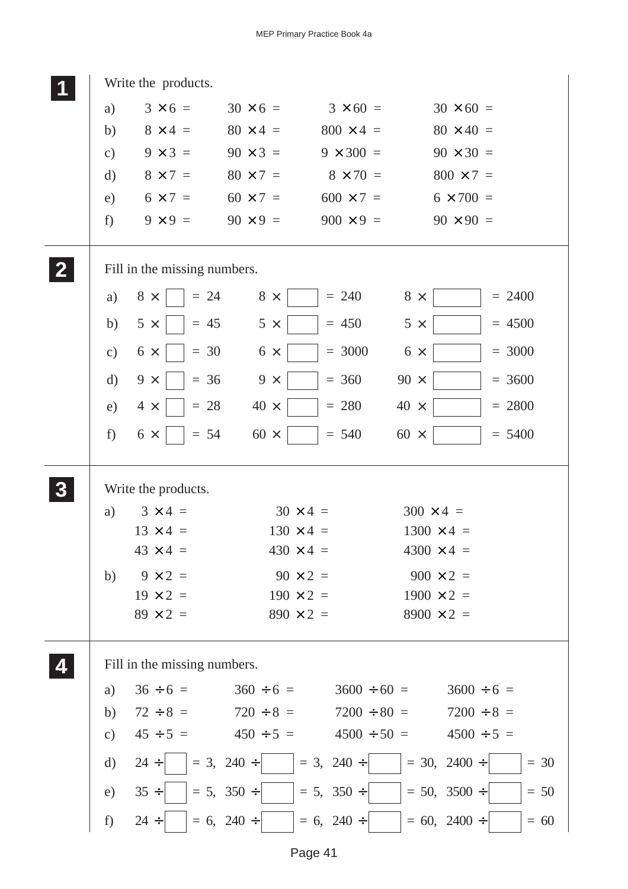**1** Write the products.

| | | | | |
|---|---|---|---|---|
| a) | $3 \times 6 =$ | $30 \times 6 =$ | $3 \times 60 =$ | $30 \times 60 =$ |
| b) | $8 \times 4 =$ | $80 \times 4 =$ | $800 \times 4 =$ | $80 \times 40 =$ |
| c) | $9 \times 3 =$ | $90 \times 3 =$ | $9 \times 300 =$ | $90 \times 30 =$ |
| d) | $8 \times 7 =$ | $80 \times 7 =$ | $8 \times 70 =$ | $800 \times 7 =$ |
| e) | $6 \times 7 =$ | $60 \times 7 =$ | $600 \times 7 =$ | $6 \times 700 =$ |
| f) | $9 \times 9 =$ | $90 \times 9 =$ | $900 \times 9 =$ | $90 \times 90 =$ |

**2** Fill in the missing numbers.

| | | | |
|---|---|---|---|
| a) | $8 \times \square = 24$ | $8 \times \square = 240$ | $8 \times \square = 2400$ |
| b) | $5 \times \square = 45$ | $5 \times \square = 450$ | $5 \times \square = 4500$ |
| c) | $6 \times \square = 30$ | $6 \times \square = 3000$ | $6 \times \square = 3000$ |
| d) | $9 \times \square = 36$ | $9 \times \square = 360$ | $90 \times \square = 3600$ |
| e) | $4 \times \square = 28$ | $40 \times \square = 280$ | $40 \times \square = 2800$ |
| f) | $6 \times \square = 54$ | $60 \times \square = 540$ | $60 \times \square = 5400$ |

**3** Write the products.

| | | | |
|---|---|---|---|
| a) | $3 \times 4 =$ | $30 \times 4 =$ | $300 \times 4 =$ |
| | $13 \times 4 =$ | $130 \times 4 =$ | $1300 \times 4 =$ |
| | $43 \times 4 =$ | $430 \times 4 =$ | $4300 \times 4 =$ |
| b) | $9 \times 2 =$ | $90 \times 2 =$ | $900 \times 2 =$ |
| | $19 \times 2 =$ | $190 \times 2 =$ | $1900 \times 2 =$ |
| | $89 \times 2 =$ | $890 \times 2 =$ | $8900 \times 2 =$ |

**4** Fill in the missing numbers.

| | | | | |
|---|---|---|---|---|
| a) | $36 \div 6 =$ | $360 \div 6 =$ | $3600 \div 60 =$ | $3600 \div 6 =$ |
| b) | $72 \div 8 =$ | $720 \div 8 =$ | $7200 \div 80 =$ | $7200 \div 8 =$ |
| c) | $45 \div 5 =$ | $450 \div 5 =$ | $4500 \div 50 =$ | $4500 \div 5 =$ |

d) $24 \div \square = 3$, $240 \div \square = 3$, $240 \div \square = 30$, $2400 \div \square = 30$

e) $35 \div \square = 5$, $350 \div \square = 5$, $350 \div \square = 50$, $3500 \div \square = 50$

f) $24 \div \square = 6$, $240 \div \square = 6$, $240 \div \square = 60$, $2400 \div \square = 60$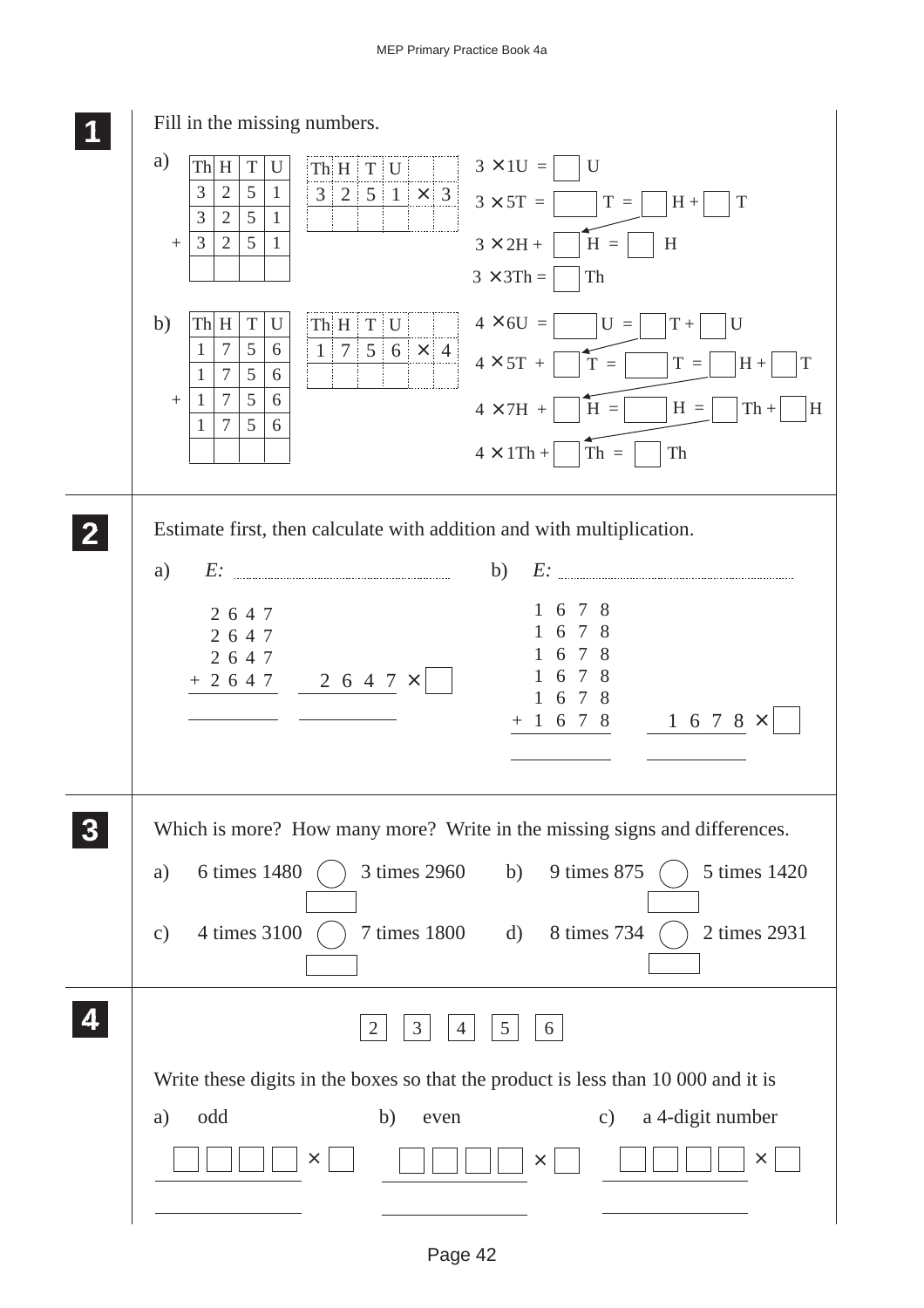**1** Fill in the missing numbers.

a)

| | Th | H | T | U |
|---|---|---|---|---|
| | 3 | 2 | 5 | 1 |
| | 3 | 2 | 5 | 1 |
| + | 3 | 2 | 5 | 1 |
| | | | | |

| Th | H | T | U | | |
|---|---|---|---|---|---|
| 3 | 2 | 5 | 1 | × | 3 |
| | | | | | |

$3 \times 1U = \square$ U

$3 \times 5T = \square$ T $= \square$ H + $\square$ T

$3 \times 2H + \square$ H $= \square$ H

$3 \times 3Th = \square$ Th

b)

| | Th | H | T | U |
|---|---|---|---|---|
| | 1 | 7 | 5 | 6 |
| | 1 | 7 | 5 | 6 |
| + | 1 | 7 | 5 | 6 |
| | 1 | 7 | 5 | 6 |
| | | | | |

| Th | H | T | U | | |
|---|---|---|---|---|---|
| 1 | 7 | 5 | 6 | × | 4 |
| | | | | | |

$4 \times 6U = \square$ U $= \square$ T + $\square$ U

$4 \times 5T + \square$ T $= \square$ T $= \square$ H + $\square$ T

$4 \times 7H + \square$ H $= \square$ H $= \square$ Th + $\square$ H

$4 \times 1Th + \square$ Th $= \square$ Th

---

**2** Estimate first, then calculate with addition and with multiplication.

a) *E:* ..............................

```
  2 6 4 7
  2 6 4 7
  2 6 4 7
+ 2 6 4 7        2 6 4 7 × □
_________        ___________
```

b) *E:* ..............................

```
  1 6 7 8
  1 6 7 8
  1 6 7 8
  1 6 7 8
  1 6 7 8
+ 1 6 7 8        1 6 7 8 × □
_________        ___________
```

---

**3** Which is more? How many more? Write in the missing signs and differences.

a) 6 times 1480 ◯ 3 times 2960 $\square$

b) 9 times 875 ◯ 5 times 1420 $\square$

c) 4 times 3100 ◯ 7 times 1800 $\square$

d) 8 times 734 ◯ 2 times 2931 $\square$

---

**4** 2 3 4 5 6

Write these digits in the boxes so that the product is less than 10 000 and it is

a) odd

$\square\square\square\square \times \square$

b) even

$\square\square\square\square \times \square$

c) a 4-digit number

$\square\square\square\square \times \square$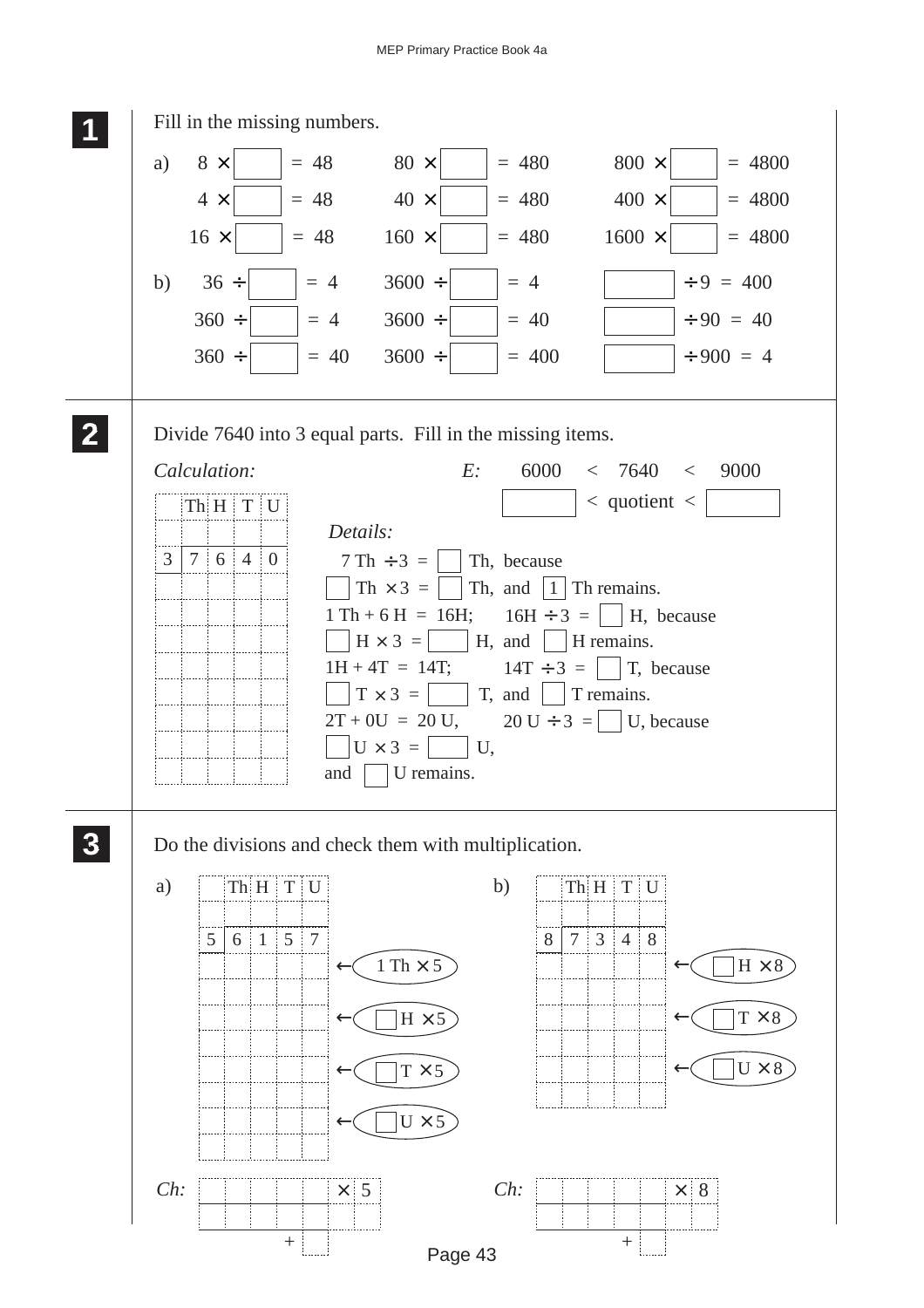**1** Fill in the missing numbers.

a) $8 \times$ ☐ $= 48$ $\quad$ $80 \times$ ☐ $= 480$ $\quad$ $800 \times$ ☐ $= 4800$

$4 \times$ ☐ $= 48$ $\quad$ $40 \times$ ☐ $= 480$ $\quad$ $400 \times$ ☐ $= 4800$

$16 \times$ ☐ $= 48$ $\quad$ $160 \times$ ☐ $= 480$ $\quad$ $1600 \times$ ☐ $= 4800$

b) $36 \div$ ☐ $= 4$ $\quad$ $3600 \div$ ☐ $= 4$ $\quad$ ☐ $\div 9 = 400$

$360 \div$ ☐ $= 4$ $\quad$ $3600 \div$ ☐ $= 40$ $\quad$ ☐ $\div 90 = 40$

$360 \div$ ☐ $= 40$ $\quad$ $3600 \div$ ☐ $= 400$ $\quad$ ☐ $\div 900 = 4$

**2** Divide 7640 into 3 equal parts. Fill in the missing items.

*Calculation:*

|   | Th | H | T | U |
|---|---|---|---|---|
|   |   |   |   |   |
| 3 | 7 | 6 | 4 | 0 |
|   |   |   |   |   |
|   |   |   |   |   |
|   |   |   |   |   |
|   |   |   |   |   |
|   |   |   |   |   |
|   |   |   |   |   |
|   |   |   |   |   |
|   |   |   |   |   |

*E:* $6000 < 7640 < 9000$

☐ $<$ quotient $<$ ☐

*Details:*

7 Th $\div 3 =$ ☐ Th, because

☐ Th $\times 3 =$ ☐ Th, and ☐1 Th remains.

1 Th + 6 H = 16H; $\quad$ 16H $\div 3 =$ ☐ H, because

☐ H $\times 3 =$ ☐ H, and ☐ H remains.

1H + 4T = 14T; $\quad$ 14T $\div 3 =$ ☐ T, because

☐ T $\times 3 =$ ☐ T, and ☐ T remains.

2T + 0U = 20 U, $\quad$ 20 U $\div 3 =$ ☐ U, because

☐ U $\times 3 =$ ☐ U,

and ☐ U remains.

**3** Do the divisions and check them with multiplication.

a)

|   | Th | H | T | U |
|---|---|---|---|---|
|   |   |   |   |   |
| 5 | 6 | 1 | 5 | 7 |
|   |   |   |   |   |
|   |   |   |   |   |
|   |   |   |   |   |
|   |   |   |   |   |
|   |   |   |   |   |
|   |   |   |   |   |
|   |   |   |   |   |
|   |   |   |   |   |

← 1 Th $\times 5$

← ☐ H $\times 5$

← ☐ T $\times 5$

← ☐ U $\times 5$

*Ch:* ☐☐☐☐☐ $\times 5$

$+$ ☐

b)

|   | Th | H | T | U |
|---|---|---|---|---|
|   |   |   |   |   |
| 8 | 7 | 3 | 4 | 8 |
|   |   |   |   |   |
|   |   |   |   |   |
|   |   |   |   |   |
|   |   |   |   |   |
|   |   |   |   |   |
|   |   |   |   |   |

← ☐ H $\times 8$

← ☐ T $\times 8$

← ☐ U $\times 8$

*Ch:* ☐☐☐☐☐ $\times 8$

$+$ ☐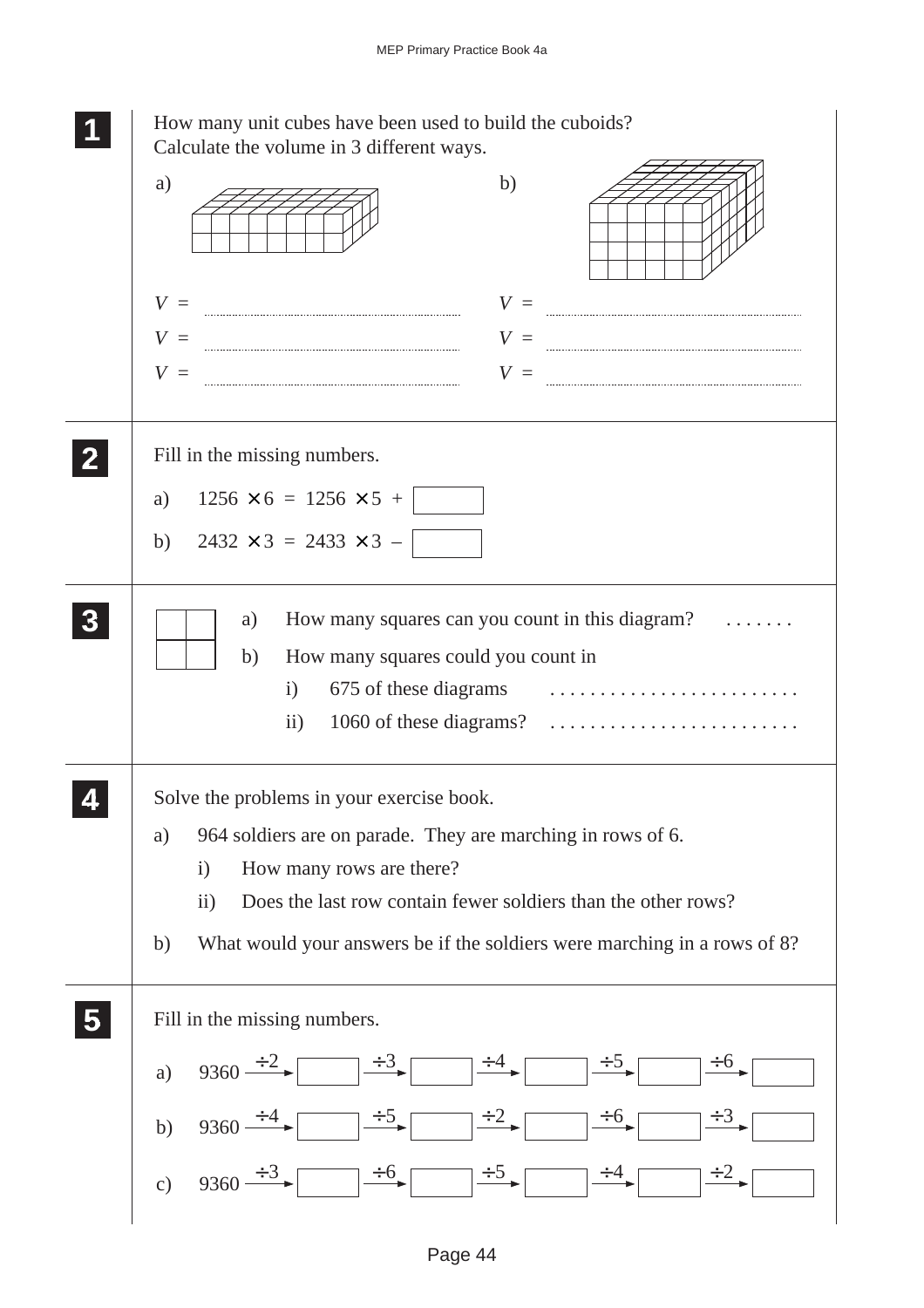**1** How many unit cubes have been used to build the cuboids? Calculate the volume in 3 different ways.

a)

$V$ = ..........

$V$ = ..........

$V$ = ..........

b)

$V$ = ..........

$V$ = ..........

$V$ = ..........

**2** Fill in the missing numbers.

a) $1256 \times 6 = 1256 \times 5 + \square$

b) $2432 \times 3 = 2433 \times 3 - \square$

**3**

a) How many squares can you count in this diagram? .......

b) How many squares could you count in

i) 675 of these diagrams ..........

ii) 1060 of these diagrams? ..........

**4** Solve the problems in your exercise book.

a) 964 soldiers are on parade. They are marching in rows of 6.

i) How many rows are there?

ii) Does the last row contain fewer soldiers than the other rows?

b) What would your answers be if the soldiers were marching in a rows of 8?

**5** Fill in the missing numbers.

a) $9360 \xrightarrow{\div 2} \square \xrightarrow{\div 3} \square \xrightarrow{\div 4} \square \xrightarrow{\div 5} \square \xrightarrow{\div 6} \square$

b) $9360 \xrightarrow{\div 4} \square \xrightarrow{\div 5} \square \xrightarrow{\div 2} \square \xrightarrow{\div 6} \square \xrightarrow{\div 3} \square$

c) $9360 \xrightarrow{\div 3} \square \xrightarrow{\div 6} \square \xrightarrow{\div 5} \square \xrightarrow{\div 4} \square \xrightarrow{\div 2} \square$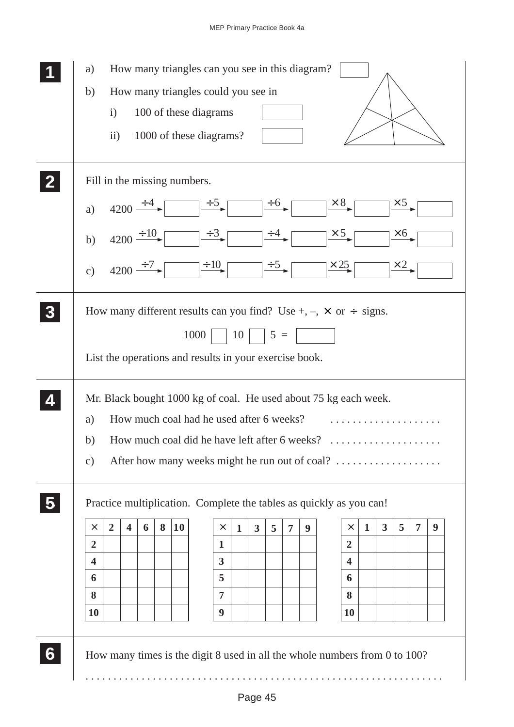**1**

a) How many triangles can you see in this diagram? [ ]

b) How many triangles could you see in

i) 100 of these diagrams [ ]

ii) 1000 of these diagrams? [ ]

**2**

Fill in the missing numbers.

a) 4200 $\xrightarrow{\div 4}$ [ ] $\xrightarrow{\div 5}$ [ ] $\xrightarrow{\div 6}$ [ ] $\xrightarrow{\times 8}$ [ ] $\xrightarrow{\times 5}$ [ ]

b) 4200 $\xrightarrow{\div 10}$ [ ] $\xrightarrow{\div 3}$ [ ] $\xrightarrow{\div 4}$ [ ] $\xrightarrow{\times 5}$ [ ] $\xrightarrow{\times 6}$ [ ]

c) 4200 $\xrightarrow{\div 7}$ [ ] $\xrightarrow{\div 10}$ [ ] $\xrightarrow{\div 5}$ [ ] $\xrightarrow{\times 25}$ [ ] $\xrightarrow{\times 2}$ [ ]

**3**

How many different results can you find? Use +, –, × or ÷ signs.

1000 [ ] 10 [ ] 5 = [ ]

List the operations and results in your exercise book.

**4**

Mr. Black bought 1000 kg of coal. He used about 75 kg each week.

a) How much coal had he used after 6 weeks? . . . . . . . . . . . . . . . . . . . .

b) How much coal did he have left after 6 weeks? . . . . . . . . . . . . . . . . . . . .

c) After how many weeks might he run out of coal? . . . . . . . . . . . . . . . . . . .

**5**

Practice multiplication. Complete the tables as quickly as you can!

| × | 2 | 4 | 6 | 8 | 10 |
|---|---|---|---|---|---|
| 2 | | | | | |
| 4 | | | | | |
| 6 | | | | | |
| 8 | | | | | |
| 10 | | | | | |

| × | 1 | 3 | 5 | 7 | 9 |
|---|---|---|---|---|---|
| 1 | | | | | |
| 3 | | | | | |
| 5 | | | | | |
| 7 | | | | | |
| 9 | | | | | |

| × | 1 | 3 | 5 | 7 | 9 |
|---|---|---|---|---|---|
| 2 | | | | | |
| 4 | | | | | |
| 6 | | | | | |
| 8 | | | | | |
| 10 | | | | | |

**6**

How many times is the digit 8 used in all the whole numbers from 0 to 100?

. . . . . . . . . . . . . . . . . . . . . . . . . . . . . . . . . . . . . . . . . . . . . . . . . . . . . . . . . . . . . .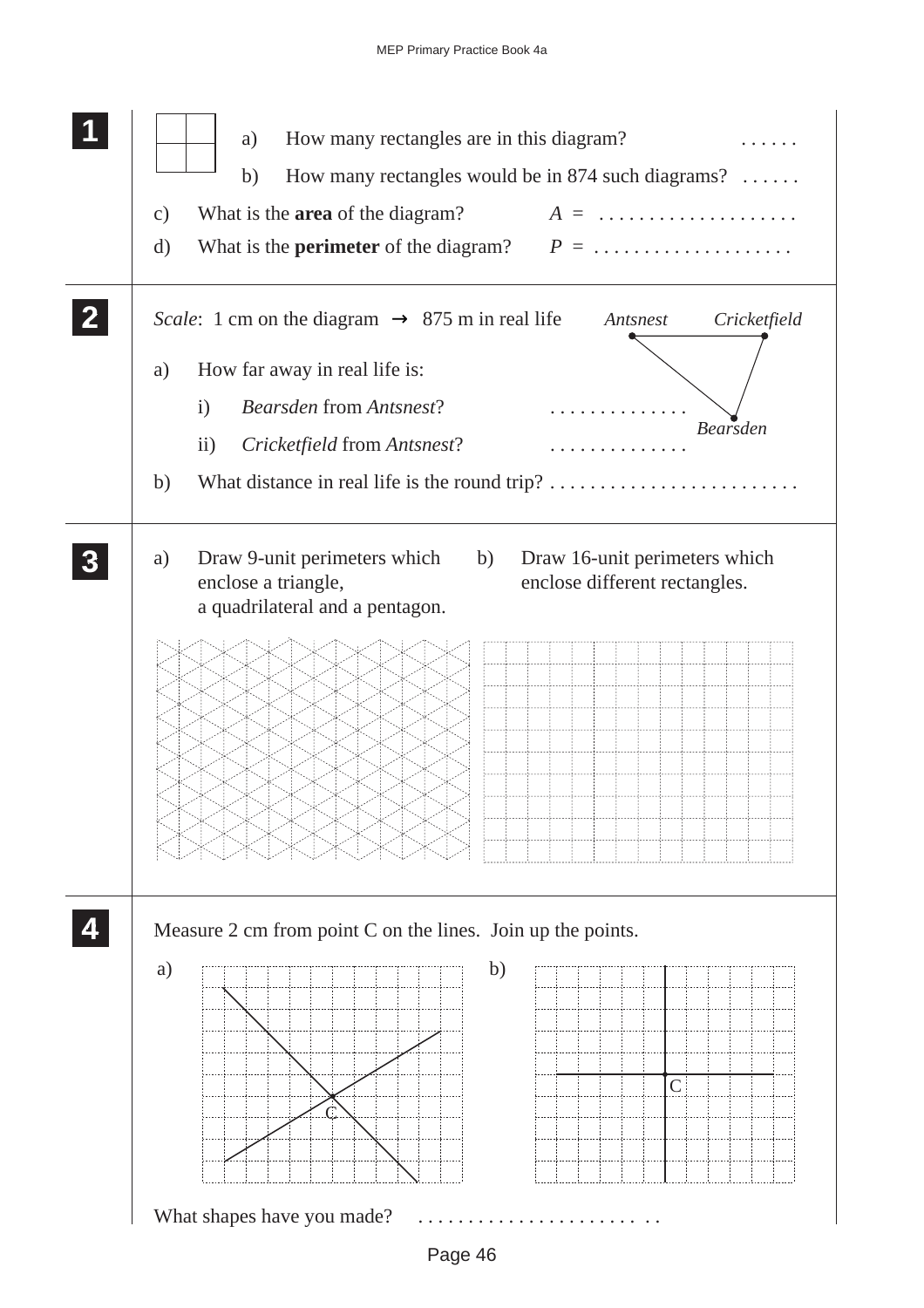**1**

a) How many rectangles are in this diagram? . . . . . .

b) How many rectangles would be in 874 such diagrams? . . . . . .

c) What is the **area** of the diagram? $A$ = . . . . . . . . . . . . . . . . . . . .

d) What is the **perimeter** of the diagram? $P$ = . . . . . . . . . . . . . . . . . . . .

**2**

*Scale*: 1 cm on the diagram → 875 m in real life

*Antsnest* *Cricketfield* *Bearsden*

a) How far away in real life is:

i) *Bearsden* from *Antsnest*? . . . . . . . . . . . . . .

ii) *Cricketfield* from *Antsnest*? . . . . . . . . . . . . . .

b) What distance in real life is the round trip? . . . . . . . . . . . . . . . . . . . . . . . . .

**3**

a) Draw 9-unit perimeters which enclose a triangle, a quadrilateral and a pentagon.

b) Draw 16-unit perimeters which enclose different rectangles.

**4**

Measure 2 cm from point C on the lines. Join up the points.

a) C

b) C

What shapes have you made? . . . . . . . . . . . . . . . . . . . . . . . .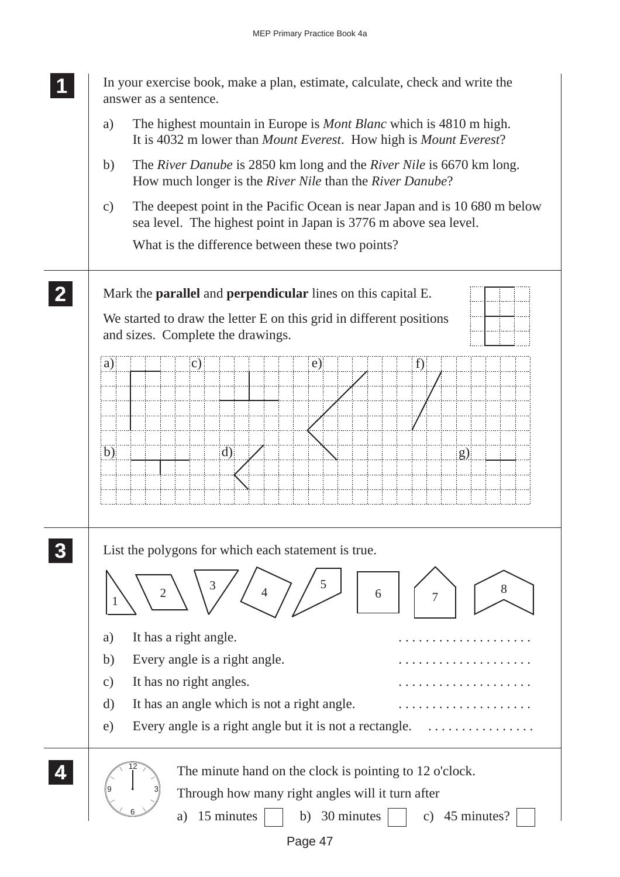**1** In your exercise book, make a plan, estimate, calculate, check and write the answer as a sentence.

a) The highest mountain in Europe is *Mont Blanc* which is 4810 m high. It is 4032 m lower than *Mount Everest*. How high is *Mount Everest*?

b) The *River Danube* is 2850 km long and the *River Nile* is 6670 km long. How much longer is the *River Nile* than the *River Danube*?

c) The deepest point in the Pacific Ocean is near Japan and is 10 680 m below sea level. The highest point in Japan is 3776 m above sea level.

What is the difference between these two points?

**2** Mark the **parallel** and **perpendicular** lines on this capital E.

We started to draw the letter E on this grid in different positions and sizes. Complete the drawings.

a) c) e) f)

b) d) g)

**3** List the polygons for which each statement is true.

1 2 3 4 5 6 7 8

a) It has a right angle. . . . . . . . . . . . . . . . . . . . .

b) Every angle is a right angle. . . . . . . . . . . . . . . . . . . . .

c) It has no right angles. . . . . . . . . . . . . . . . . . . . .

d) It has an angle which is not a right angle. . . . . . . . . . . . . . . . . . . . .

e) Every angle is a right angle but it is not a rectangle. . . . . . . . . . . . . . . . .

**4** The minute hand on the clock is pointing to 12 o'clock.

Through how many right angles will it turn after

a) 15 minutes ☐ b) 30 minutes ☐ c) 45 minutes? ☐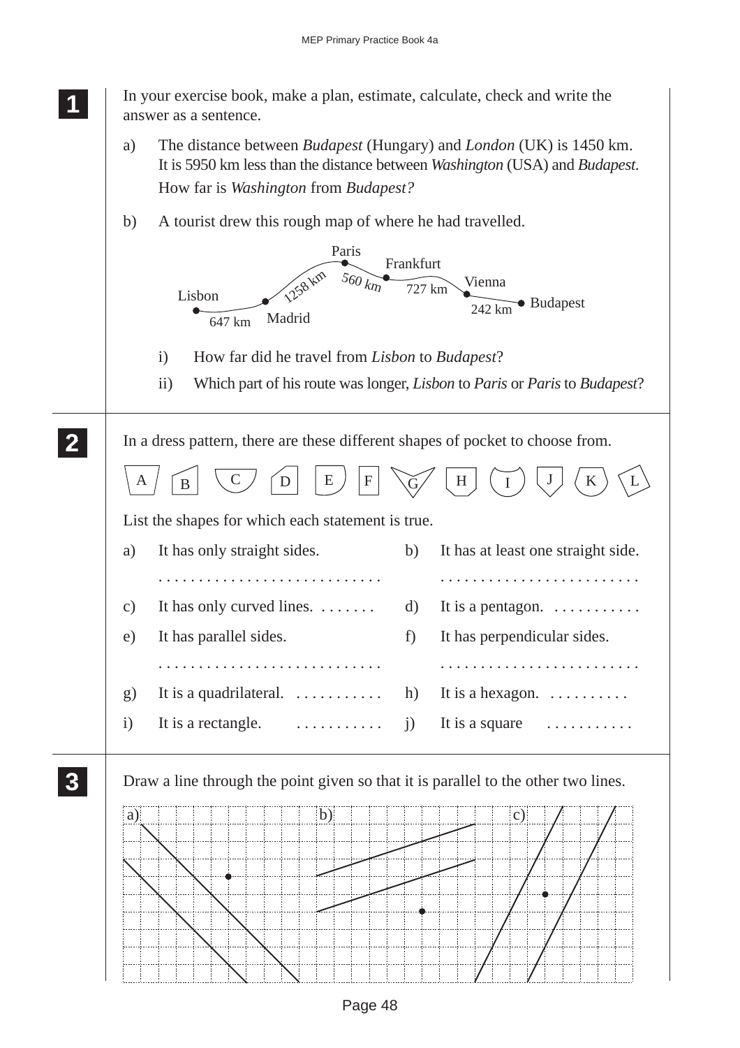**1** In your exercise book, make a plan, estimate, calculate, check and write the answer as a sentence.

a) The distance between *Budapest* (Hungary) and *London* (UK) is 1450 km. It is 5950 km less than the distance between *Washington* (USA) and *Budapest*. How far is *Washington* from *Budapest?*

b) A tourist drew this rough map of where he had travelled.

Lisbon — 647 km — Madrid — 1258 km — Paris — 560 km — Frankfurt — 727 km — Vienna — 242 km — Budapest

i) How far did he travel from *Lisbon* to *Budapest*?

ii) Which part of his route was longer, *Lisbon* to *Paris* or *Paris* to *Budapest*?

---

**2** In a dress pattern, there are these different shapes of pocket to choose from.

A B C D E F G H I J K L

List the shapes for which each statement is true.

a) It has only straight sides. . . . . . . . . . . . . . . . . . . . . . . . . . . .

b) It has at least one straight side. . . . . . . . . . . . . . . . . . . . . . . . . .

c) It has only curved lines. . . . . . . .

d) It is a pentagon. . . . . . . . . . . .

e) It has parallel sides. . . . . . . . . . . . . . . . . . . . . . . . . . . .

f) It has perpendicular sides. . . . . . . . . . . . . . . . . . . . . . . . . .

g) It is a quadrilateral. . . . . . . . . . . .

h) It is a hexagon. . . . . . . . . . .

i) It is a rectangle. . . . . . . . . . . .

j) It is a square . . . . . . . . . . .

---

**3** Draw a line through the point given so that it is parallel to the other two lines.

a) b) c)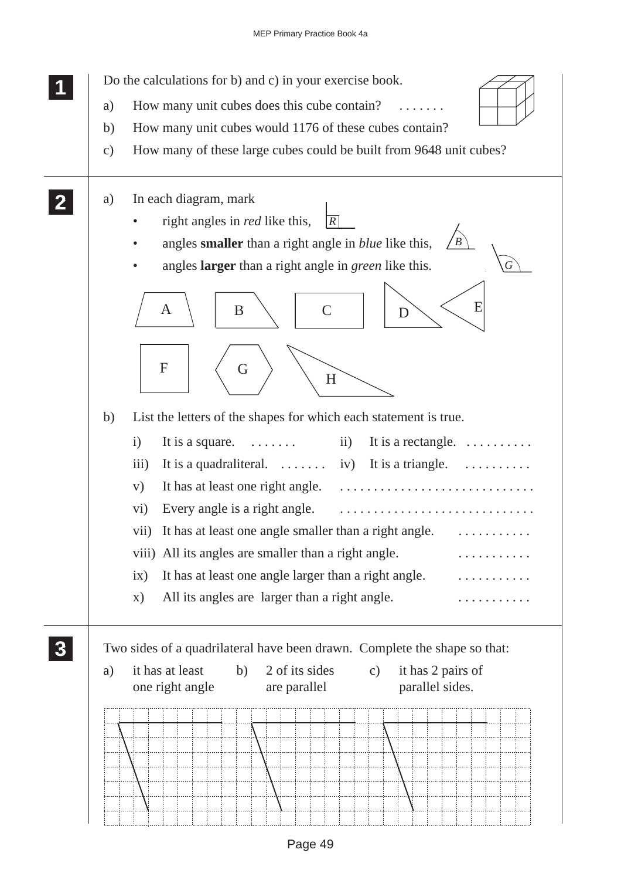**1**

Do the calculations for b) and c) in your exercise book.

a) How many unit cubes does this cube contain? . . . . . . .

b) How many unit cubes would 1176 of these cubes contain?

c) How many of these large cubes could be built from 9648 unit cubes?

**2**

a) In each diagram, mark

- right angles in *red* like this, R
- angles **smaller** than a right angle in *blue* like this, B
- angles **larger** than a right angle in *green* like this. G

A B C D E F G H

b) List the letters of the shapes for which each statement is true.

i) It is a square. . . . . . . . ii) It is a rectangle. . . . . . . . . . .

iii) It is a quadraliteral. . . . . . . . iv) It is a triangle. . . . . . . . . . .

v) It has at least one right angle. . . . . . . . . . . . . . . . . . . . . . . . . . . . . .

vi) Every angle is a right angle. . . . . . . . . . . . . . . . . . . . . . . . . . . . . .

vii) It has at least one angle smaller than a right angle. . . . . . . . . . . .

viii) All its angles are smaller than a right angle. . . . . . . . . . . .

ix) It has at least one angle larger than a right angle. . . . . . . . . . . .

x) All its angles are larger than a right angle. . . . . . . . . . . .

**3**

Two sides of a quadrilateral have been drawn. Complete the shape so that:

a) it has at least one right angle

b) 2 of its sides are parallel

c) it has 2 pairs of parallel sides.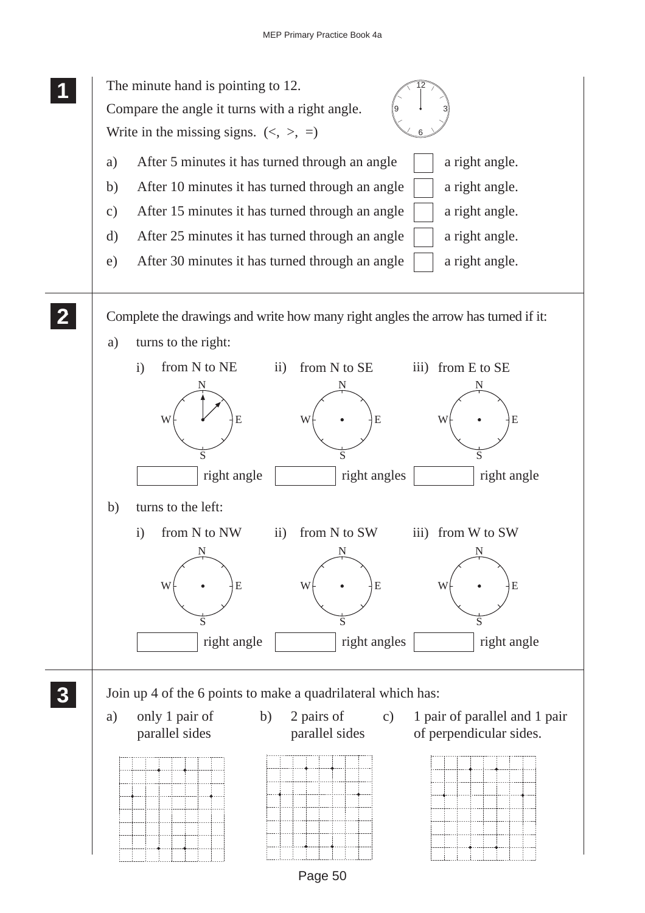**1**

The minute hand is pointing to 12.

Compare the angle it turns with a right angle.

Write in the missing signs. (<, >, =)

12
9 3
6

a) After 5 minutes it has turned through an angle ☐ a right angle.

b) After 10 minutes it has turned through an angle ☐ a right angle.

c) After 15 minutes it has turned through an angle ☐ a right angle.

d) After 25 minutes it has turned through an angle ☐ a right angle.

e) After 30 minutes it has turned through an angle ☐ a right angle.

**2**

Complete the drawings and write how many right angles the arrow has turned if it:

a) turns to the right:

i) from N to NE ii) from N to SE iii) from E to SE

N W E S N W E S N W E S

☐ right angle ☐ right angles ☐ right angle

b) turns to the left:

i) from N to NW ii) from N to SW iii) from W to SW

N W E S N W E S N W E S

☐ right angle ☐ right angles ☐ right angle

**3**

Join up 4 of the 6 points to make a quadrilateral which has:

a) only 1 pair of parallel sides

b) 2 pairs of parallel sides

c) 1 pair of parallel and 1 pair of perpendicular sides.